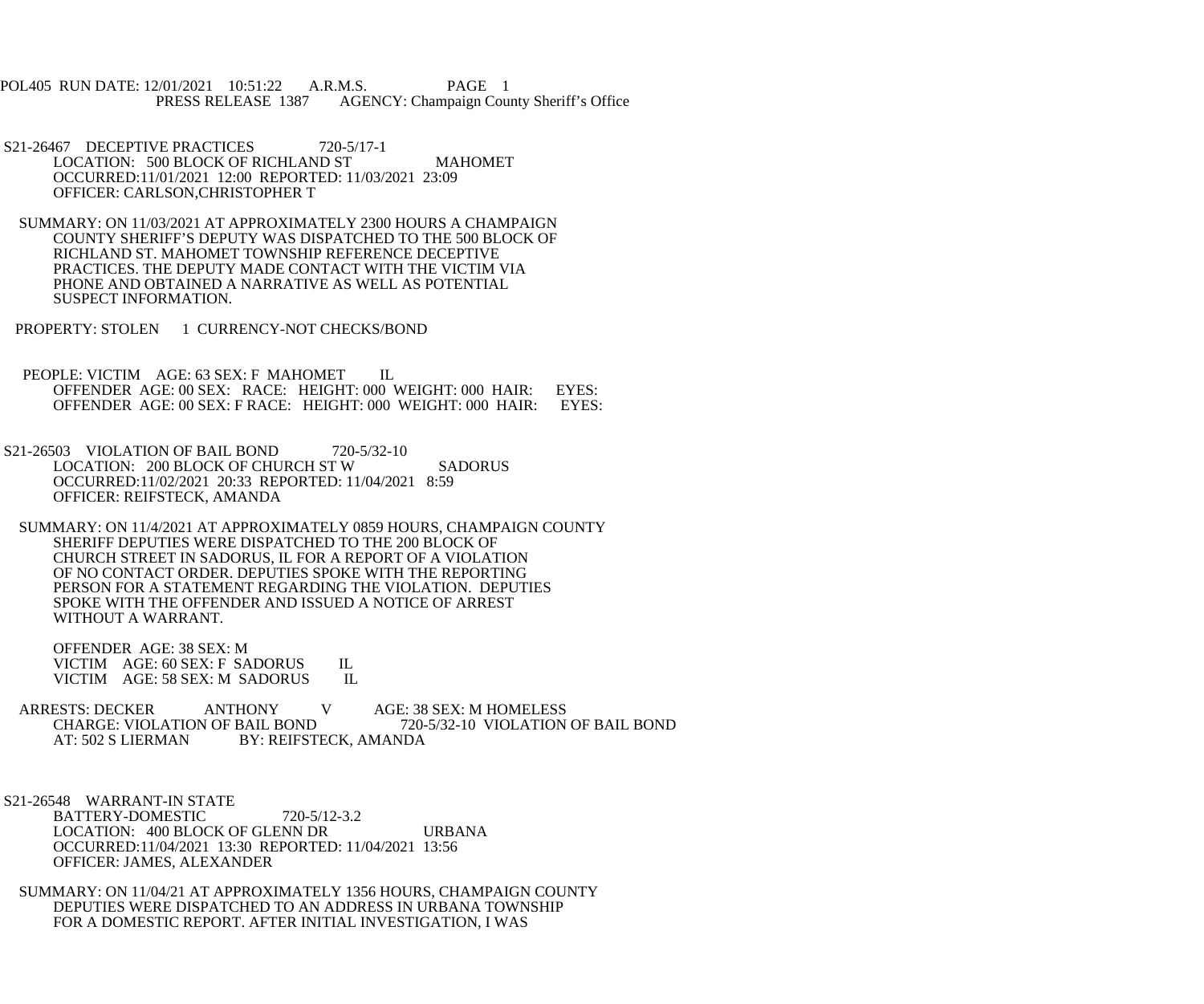POL405 RUN DATE: 12/01/2021 10:51:22 A.R.M.S. PAGE 1
PRESS RELEASE 1387 AGENCY: Champaign County Sheriff's Office

S21-26467 DECEPTIVE PRACTICES 720-5/17-1
LOCATION: 500 BLOCK OF RICHLAND ST MAHOMET
OCCURRED:11/01/2021 12:00 REPORTED: 11/03/2021 23:09
OFFICER: CARLSON,CHRISTOPHER T

SUMMARY: ON 11/03/2021 AT APPROXIMATELY 2300 HOURS A CHAMPAIGN COUNTY SHERIFF'S DEPUTY WAS DISPATCHED TO THE 500 BLOCK OF RICHLAND ST. MAHOMET TOWNSHIP REFERENCE DECEPTIVE PRACTICES. THE DEPUTY MADE CONTACT WITH THE VICTIM VIA PHONE AND OBTAINED A NARRATIVE AS WELL AS POTENTIAL SUSPECT INFORMATION.

PROPERTY: STOLEN 1 CURRENCY-NOT CHECKS/BOND

PEOPLE: VICTIM AGE: 63 SEX: F MAHOMET IL
OFFENDER AGE: 00 SEX: RACE: HEIGHT: 000 WEIGHT: 000 HAIR: EYES:
OFFENDER AGE: 00 SEX: F RACE: HEIGHT: 000 WEIGHT: 000 HAIR: EYES:

S21-26503 VIOLATION OF BAIL BOND 720-5/32-10
LOCATION: 200 BLOCK OF CHURCH ST W SADORUS
OCCURRED:11/02/2021 20:33 REPORTED: 11/04/2021 8:59
OFFICER: REIFSTECK, AMANDA

SUMMARY: ON 11/4/2021 AT APPROXIMATELY 0859 HOURS, CHAMPAIGN COUNTY SHERIFF DEPUTIES WERE DISPATCHED TO THE 200 BLOCK OF CHURCH STREET IN SADORUS, IL FOR A REPORT OF A VIOLATION OF NO CONTACT ORDER. DEPUTIES SPOKE WITH THE REPORTING PERSON FOR A STATEMENT REGARDING THE VIOLATION. DEPUTIES SPOKE WITH THE OFFENDER AND ISSUED A NOTICE OF ARREST WITHOUT A WARRANT.

OFFENDER AGE: 38 SEX: M
VICTIM AGE: 60 SEX: F SADORUS IL
VICTIM AGE: 58 SEX: M SADORUS IL

ARRESTS: DECKER ANTHONY V AGE: 38 SEX: M HOMELESS
CHARGE: VIOLATION OF BAIL BOND 720-5/32-10 VIOLATION OF BAIL BOND
AT: 502 S LIERMAN BY: REIFSTECK, AMANDA

S21-26548 WARRANT-IN STATE
BATTERY-DOMESTIC 720-5/12-3.2
LOCATION: 400 BLOCK OF GLENN DR URBANA
OCCURRED:11/04/2021 13:30 REPORTED: 11/04/2021 13:56
OFFICER: JAMES, ALEXANDER

SUMMARY: ON 11/04/21 AT APPROXIMATELY 1356 HOURS, CHAMPAIGN COUNTY DEPUTIES WERE DISPATCHED TO AN ADDRESS IN URBANA TOWNSHIP FOR A DOMESTIC REPORT. AFTER INITIAL INVESTIGATION, I WAS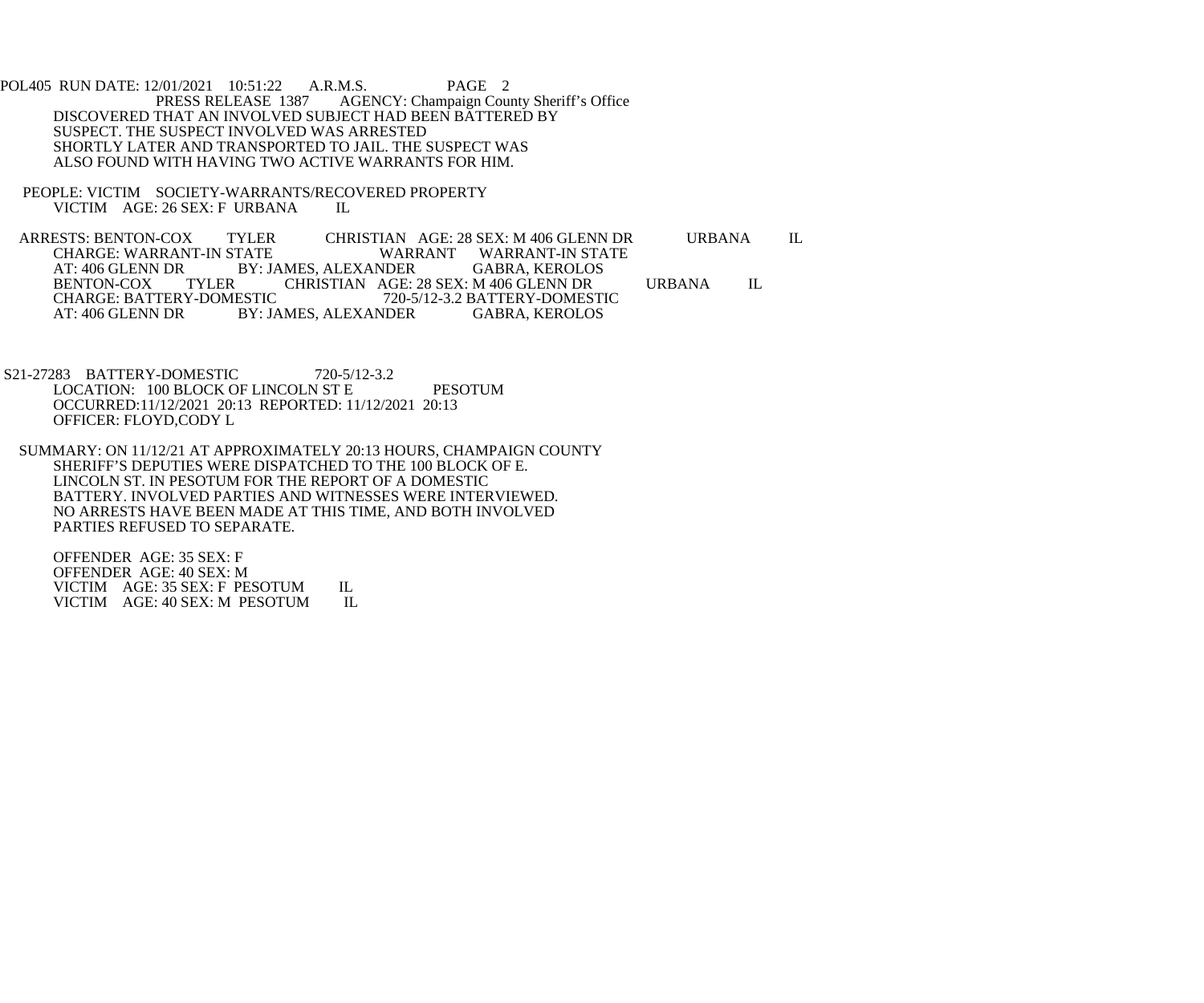POL405 RUN DATE: 12/01/2021 10:51:22 A.R.M.S. PAGE 2
PRESS RELEASE 1387 AGENCY: Champaign County Sheriff's Office

DISCOVERED THAT AN INVOLVED SUBJECT HAD BEEN BATTERED BY SUSPECT. THE SUSPECT INVOLVED WAS ARRESTED SHORTLY LATER AND TRANSPORTED TO JAIL. THE SUSPECT WAS ALSO FOUND WITH HAVING TWO ACTIVE WARRANTS FOR HIM.

PEOPLE: VICTIM SOCIETY-WARRANTS/RECOVERED PROPERTY
VICTIM AGE: 26 SEX: F URBANA IL

ARRESTS: BENTON-COX TYLER CHRISTIAN AGE: 28 SEX: M 406 GLENN DR URBANA IL
CHARGE: WARRANT-IN STATE WARRANT WARRANT-IN STATE
AT: 406 GLENN DR BY: JAMES, ALEXANDER GABRA, KEROLOS
BENTON-COX TYLER CHRISTIAN AGE: 28 SEX: M 406 GLENN DR URBANA IL
CHARGE: BATTERY-DOMESTIC 720-5/12-3.2 BATTERY-DOMESTIC
AT: 406 GLENN DR BY: JAMES, ALEXANDER GABRA, KEROLOS

S21-27283 BATTERY-DOMESTIC 720-5/12-3.2
LOCATION: 100 BLOCK OF LINCOLN ST E PESOTUM
OCCURRED:11/12/2021 20:13 REPORTED: 11/12/2021 20:13
OFFICER: FLOYD,CODY L

SUMMARY: ON 11/12/21 AT APPROXIMATELY 20:13 HOURS, CHAMPAIGN COUNTY SHERIFF'S DEPUTIES WERE DISPATCHED TO THE 100 BLOCK OF E. LINCOLN ST. IN PESOTUM FOR THE REPORT OF A DOMESTIC BATTERY. INVOLVED PARTIES AND WITNESSES WERE INTERVIEWED. NO ARRESTS HAVE BEEN MADE AT THIS TIME, AND BOTH INVOLVED PARTIES REFUSED TO SEPARATE.

OFFENDER AGE: 35 SEX: F
OFFENDER AGE: 40 SEX: M
VICTIM AGE: 35 SEX: F PESOTUM IL
VICTIM AGE: 40 SEX: M PESOTUM IL